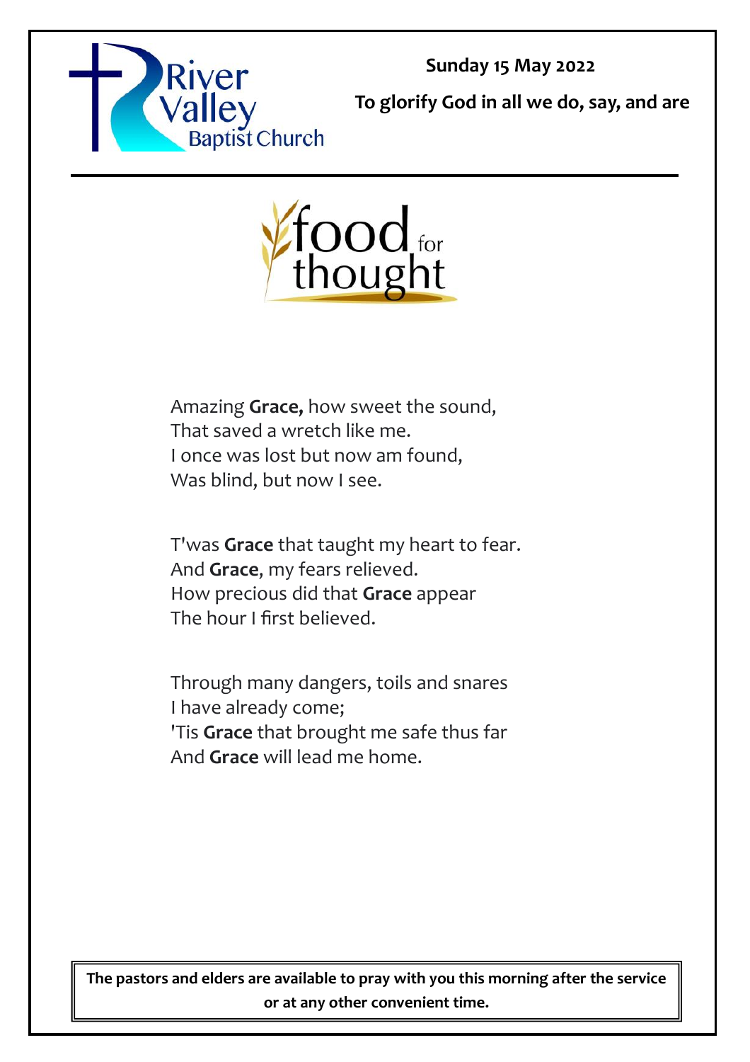River Valley Baptist Church

**Sunday 15 May 2022**

**To glorify God in all we do, say, and are**

# food for thought

Amazing **Grace,** how sweet the sound,
That saved a wretch like me.
I once was lost but now am found,
Was blind, but now I see.

T'was **Grace** that taught my heart to fear.
And **Grace**, my fears relieved.
How precious did that **Grace** appear
The hour I first believed.

Through many dangers, toils and snares
I have already come;
'Tis **Grace** that brought me safe thus far
And **Grace** will lead me home.

**The pastors and elders are available to pray with you this morning after the service or at any other convenient time.**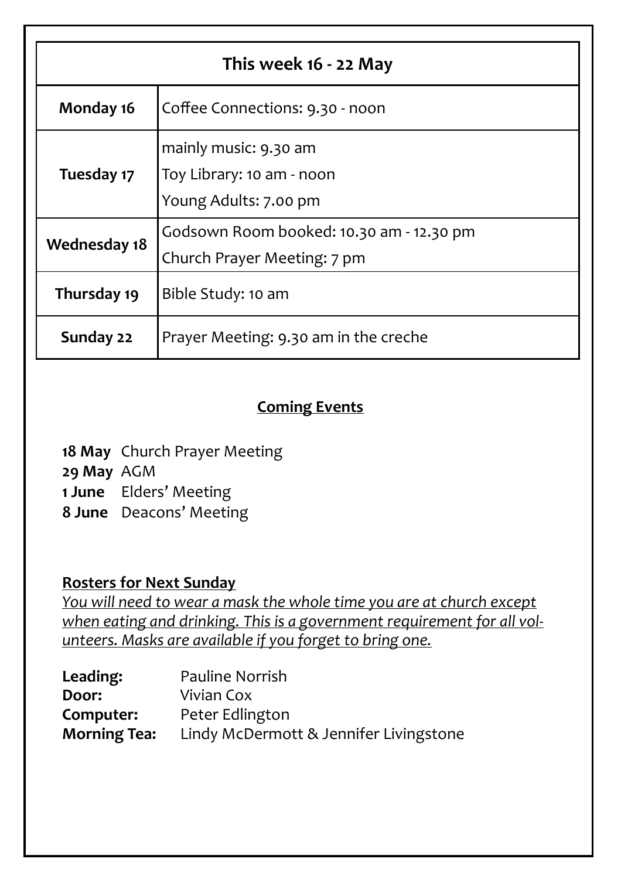| This week 16 - 22 May | |
|---|---|
| **Monday 16** | Coffee Connections: 9.30 - noon |
| **Tuesday 17** | mainly music: 9.30 am<br>Toy Library: 10 am - noon<br>Young Adults: 7.00 pm |
| **Wednesday 18** | Godsown Room booked: 10.30 am - 12.30 pm<br>Church Prayer Meeting: 7 pm |
| **Thursday 19** | Bible Study: 10 am |
| **Sunday 22** | Prayer Meeting: 9.30 am in the creche |

## Coming Events

**18 May** Church Prayer Meeting
**29 May** AGM
**1 June** Elders' Meeting
**8 June** Deacons' Meeting

### Rosters for Next Sunday

*You will need to wear a mask the whole time you are at church except when eating and drinking. This is a government requirement for all volunteers. Masks are available if you forget to bring one.*

**Leading:** Pauline Norrish
**Door:** Vivian Cox
**Computer:** Peter Edlington
**Morning Tea:** Lindy McDermott & Jennifer Livingstone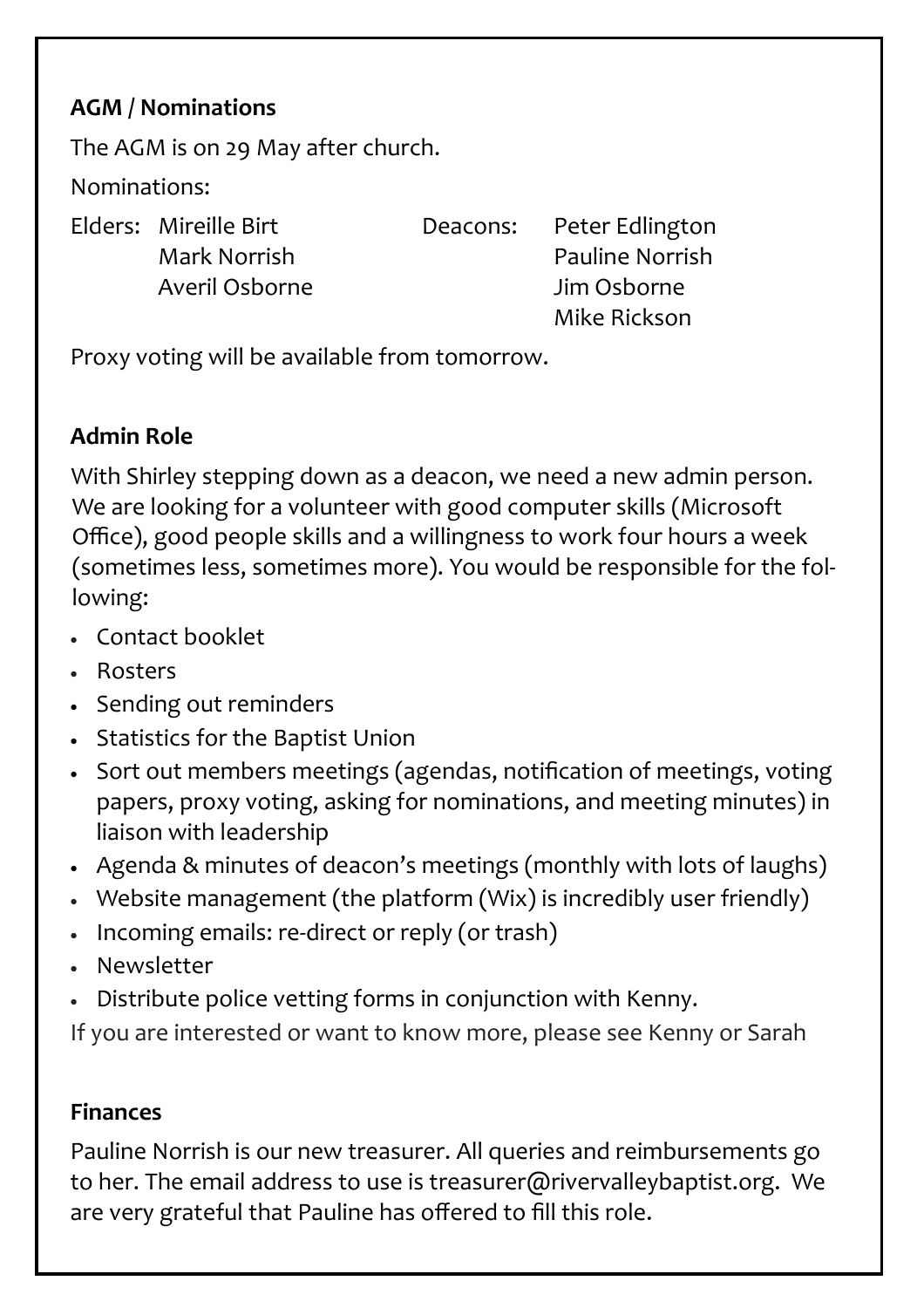**AGM / Nominations**

The AGM is on 29 May after church.

Nominations:

| Elders: | | Deacons: | |
|---|---|---|---|
| | Mireille Birt | | Peter Edlington |
| | Mark Norrish | | Pauline Norrish |
| | Averil Osborne | | Jim Osborne |
| | | | Mike Rickson |

Proxy voting will be available from tomorrow.

**Admin Role**

With Shirley stepping down as a deacon, we need a new admin person. We are looking for a volunteer with good computer skills (Microsoft Office), good people skills and a willingness to work four hours a week (sometimes less, sometimes more). You would be responsible for the following:

- Contact booklet
- Rosters
- Sending out reminders
- Statistics for the Baptist Union
- Sort out members meetings (agendas, notification of meetings, voting papers, proxy voting, asking for nominations, and meeting minutes) in liaison with leadership
- Agenda & minutes of deacon's meetings (monthly with lots of laughs)
- Website management (the platform (Wix) is incredibly user friendly)
- Incoming emails: re-direct or reply (or trash)
- Newsletter
- Distribute police vetting forms in conjunction with Kenny.

If you are interested or want to know more, please see Kenny or Sarah

**Finances**

Pauline Norrish is our new treasurer. All queries and reimbursements go to her. The email address to use is treasurer@rivervalleybaptist.org. We are very grateful that Pauline has offered to fill this role.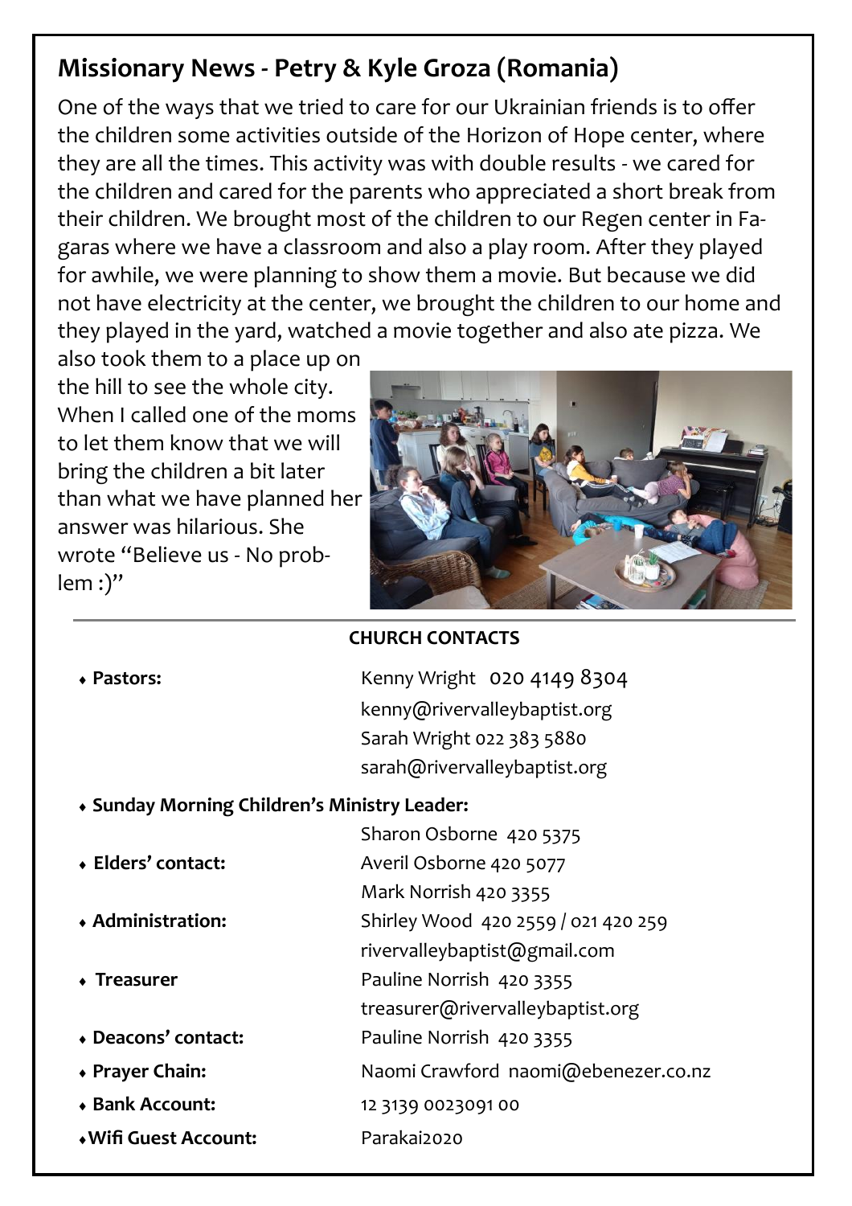## Missionary News - Petry & Kyle Groza (Romania)

One of the ways that we tried to care for our Ukrainian friends is to offer the children some activities outside of the Horizon of Hope center, where they are all the times. This activity was with double results - we cared for the children and cared for the parents who appreciated a short break from their children. We brought most of the children to our Regen center in Fagaras where we have a classroom and also a play room. After they played for awhile, we were planning to show them a movie. But because we did not have electricity at the center, we brought the children to our home and they played in the yard, watched a movie together and also ate pizza. We also took them to a place up on the hill to see the whole city. When I called one of the moms to let them know that we will bring the children a bit later than what we have planned her answer was hilarious. She wrote "Believe us - No problem :)"

**CHURCH CONTACTS**

- **Pastors:** Kenny Wright 020 4149 8304
  kenny@rivervalleybaptist.org
  Sarah Wright 022 383 5880
  sarah@rivervalleybaptist.org
- **Sunday Morning Children's Ministry Leader:**
  Sharon Osborne 420 5375
- **Elders' contact:** Averil Osborne 420 5077
  Mark Norrish 420 3355
- **Administration:** Shirley Wood 420 2559 / 021 420 259
  rivervalleybaptist@gmail.com
- **Treasurer** Pauline Norrish 420 3355
  treasurer@rivervalleybaptist.org
- **Deacons' contact:** Pauline Norrish 420 3355
- **Prayer Chain:** Naomi Crawford naomi@ebenezer.co.nz
- **Bank Account:** 12 3139 0023091 00
- **Wifi Guest Account:** Parakai2020